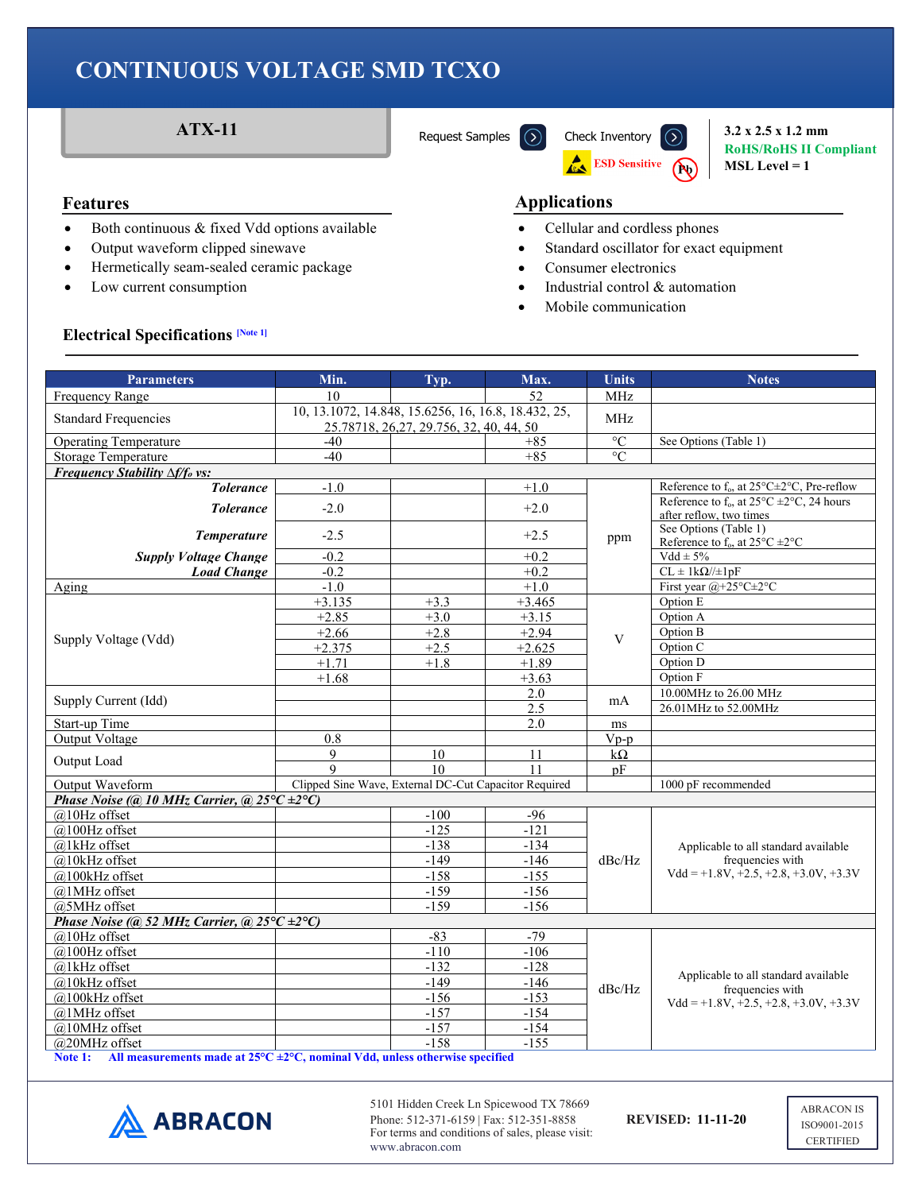# CONTINUOUS VOLTAGE SMD TCXO

## ATX-11

Request Samples | Check Inventory | ESD Sensitive

**3.2 x 2.5 x 1.2 mm**
**RoHS/RoHS II Compliant**
**MSL Level = 1**

### Features

- Both continuous & fixed Vdd options available
- Output waveform clipped sinewave
- Hermetically seam-sealed ceramic package
- Low current consumption

### Applications

- Cellular and cordless phones
- Standard oscillator for exact equipment
- Consumer electronics
- Industrial control & automation
- Mobile communication

### Electrical Specifications [Note 1]

| Parameters | Min. | Typ. | Max. | Units | Notes |
|---|---|---|---|---|---|
| Frequency Range | 10 | | 52 | MHz | |
| Standard Frequencies | 10, 13.1072, 14.848, 15.6256, 16, 16.8, 18.432, 25, 25.78718, 26,27, 29.756, 32, 40, 44, 50 | | | MHz | |
| Operating Temperature | -40 | | +85 | °C | See Options (Table 1) |
| Storage Temperature | -40 | | +85 | °C | |
| ***Frequency Stability Δf/f₀ vs:*** | | | | | |
| ***Tolerance*** | -1.0 | | +1.0 | ppm | Reference to $f_o$, at 25°C±2°C, Pre-reflow |
| ***Tolerance*** | -2.0 | | +2.0 | ppm | Reference to $f_o$, at 25°C ±2°C, 24 hours after reflow, two times |
| ***Temperature*** | -2.5 | | +2.5 | ppm | See Options (Table 1) Reference to $f_o$, at 25°C ±2°C |
| ***Supply Voltage Change*** | -0.2 | | +0.2 | ppm | Vdd ± 5% |
| ***Load Change*** | -0.2 | | +0.2 | ppm | CL ± 1kΩ//±1pF |
| Aging | -1.0 | | +1.0 | ppm | First year @+25°C±2°C |
| Supply Voltage (Vdd) | +3.135 | +3.3 | +3.465 | V | Option E |
| | +2.85 | +3.0 | +3.15 | V | Option A |
| | +2.66 | +2.8 | +2.94 | V | Option B |
| | +2.375 | +2.5 | +2.625 | V | Option C |
| | +1.71 | +1.8 | +1.89 | V | Option D |
| | +1.68 | | +3.63 | V | Option F |
| Supply Current (Idd) | | | 2.0 | mA | 10.00MHz to 26.00 MHz |
| | | | 2.5 | mA | 26.01MHz to 52.00MHz |
| Start-up Time | | | 2.0 | ms | |
| Output Voltage | 0.8 | | | Vp-p | |
| Output Load | 9 | 10 | 11 | kΩ | |
| | 9 | 10 | 11 | pF | |
| Output Waveform | Clipped Sine Wave, External DC-Cut Capacitor Required | | | | 1000 pF recommended |
| ***Phase Noise (@ 10 MHz Carrier, @ 25°C ±2°C)*** | | | | | |
| @10Hz offset | | -100 | -96 | dBc/Hz | Applicable to all standard available frequencies with Vdd = +1.8V, +2.5, +2.8, +3.0V, +3.3V |
| @100Hz offset | | -125 | -121 | dBc/Hz | |
| @1kHz offset | | -138 | -134 | dBc/Hz | |
| @10kHz offset | | -149 | -146 | dBc/Hz | |
| @100kHz offset | | -158 | -155 | dBc/Hz | |
| @1MHz offset | | -159 | -156 | dBc/Hz | |
| @5MHz offset | | -159 | -156 | dBc/Hz | |
| ***Phase Noise (@ 52 MHz Carrier, @ 25°C ±2°C)*** | | | | | |
| @10Hz offset | | -83 | -79 | dBc/Hz | Applicable to all standard available frequencies with Vdd = +1.8V, +2.5, +2.8, +3.0V, +3.3V |
| @100Hz offset | | -110 | -106 | dBc/Hz | |
| @1kHz offset | | -132 | -128 | dBc/Hz | |
| @10kHz offset | | -149 | -146 | dBc/Hz | |
| @100kHz offset | | -156 | -153 | dBc/Hz | |
| @1MHz offset | | -157 | -154 | dBc/Hz | |
| @10MHz offset | | -157 | -154 | dBc/Hz | |
| @20MHz offset | | -158 | -155 | dBc/Hz | |

**Note 1: All measurements made at 25°C ±2°C, nominal Vdd, unless otherwise specified**

ABRACON

5101 Hidden Creek Ln Spicewood TX 78669
Phone: 512-371-6159 | Fax: 512-351-8858
For terms and conditions of sales, please visit: www.abracon.com

**REVISED: 11-11-20**

ABRACON IS ISO9001-2015 CERTIFIED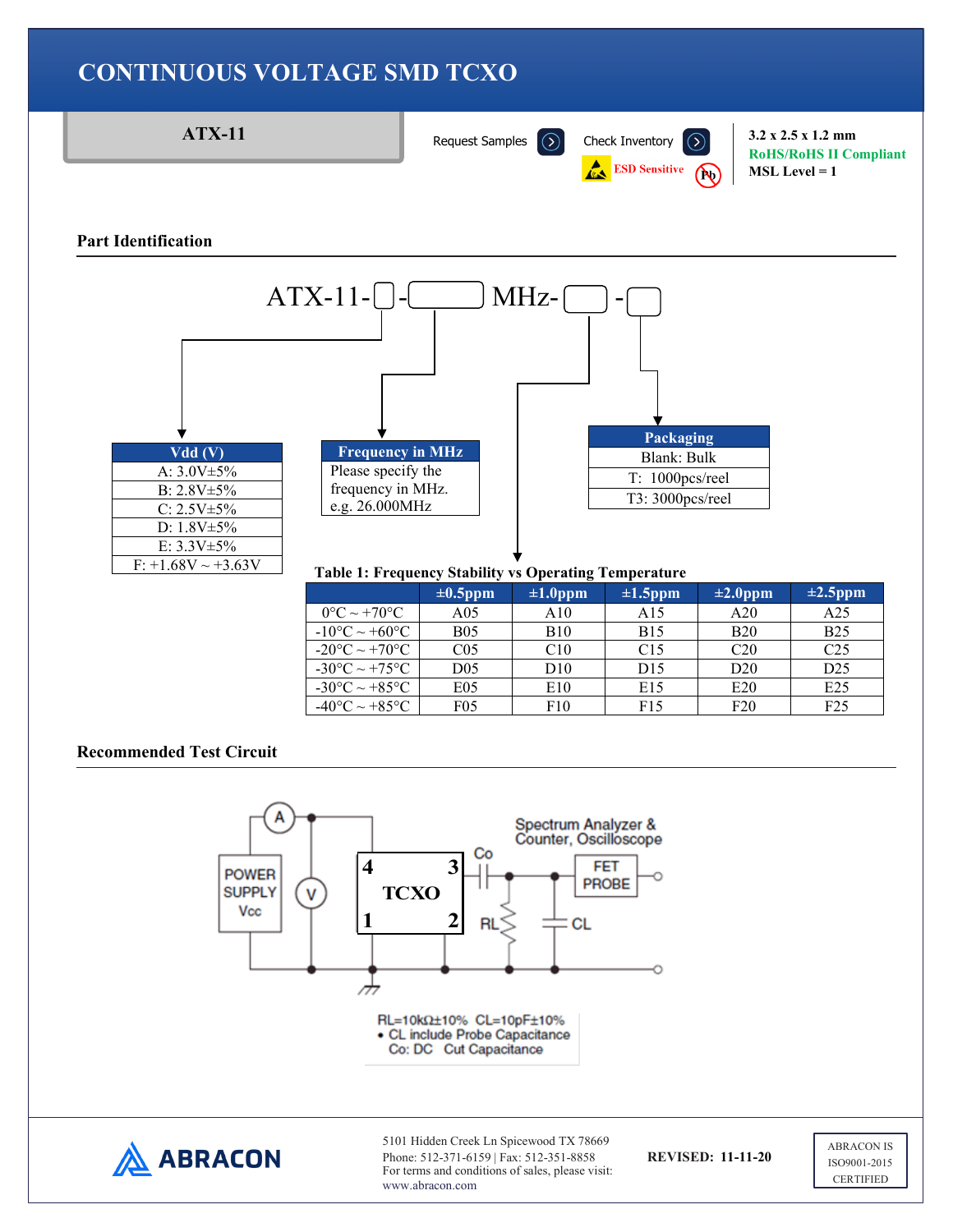# CONTINUOUS VOLTAGE SMD TCXO

**ATX-11**

Request Samples | Check Inventory | ESD Sensitive

**3.2 x 2.5 x 1.2 mm**
**RoHS/RoHS II Compliant**
**MSL Level = 1**

## Part Identification

ATX-11-□-□ MHz-□-□

| Vdd (V) |
|---|
| A: 3.0V±5% |
| B: 2.8V±5% |
| C: 2.5V±5% |
| D: 1.8V±5% |
| E: 3.3V±5% |
| F: +1.68V ~ +3.63V |

| Frequency in MHz |
|---|
| Please specify the frequency in MHz. e.g. 26.000MHz |

| Packaging |
|---|
| Blank: Bulk |
| T: 1000pcs/reel |
| T3: 3000pcs/reel |

**Table 1: Frequency Stability vs Operating Temperature**

| | ±0.5ppm | ±1.0ppm | ±1.5ppm | ±2.0ppm | ±2.5ppm |
|---|---|---|---|---|---|
| 0°C ~ +70°C | A05 | A10 | A15 | A20 | A25 |
| -10°C ~ +60°C | B05 | B10 | B15 | B20 | B25 |
| -20°C ~ +70°C | C05 | C10 | C15 | C20 | C25 |
| -30°C ~ +75°C | D05 | D10 | D15 | D20 | D25 |
| -30°C ~ +85°C | E05 | E10 | E15 | E20 | E25 |
| -40°C ~ +85°C | F05 | F10 | F15 | F20 | F25 |

## Recommended Test Circuit

POWER SUPPLY Vcc — A — V — TCXO (pins 4, 3, 1, 2) — Co — RL — CL — FET PROBE — Spectrum Analyzer & Counter, Oscilloscope

RL=10kΩ±10% CL=10pF±10%
- CL include Probe Capacitance

Co: DC Cut Capacitance

ABRACON

5101 Hidden Creek Ln Spicewood TX 78669
Phone: 512-371-6159 | Fax: 512-351-8858
For terms and conditions of sales, please visit:
www.abracon.com

**REVISED: 11-11-20**

ABRACON IS ISO9001-2015 CERTIFIED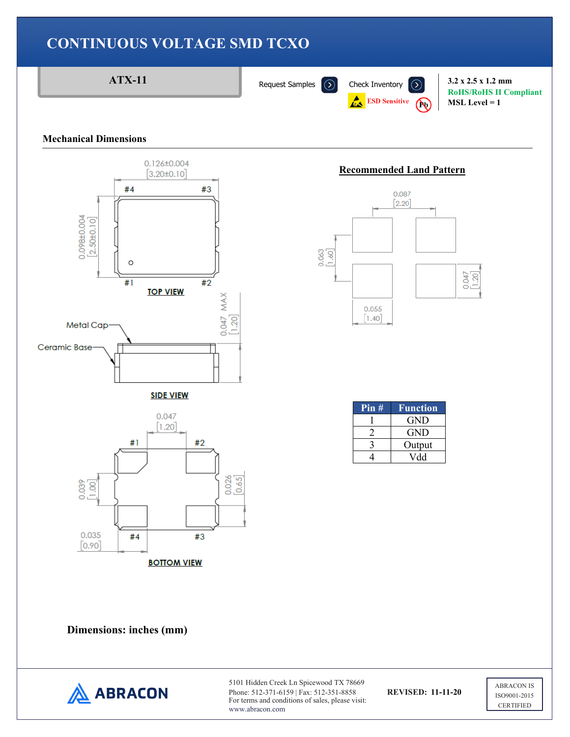# CONTINUOUS VOLTAGE SMD TCXO

**ATX-11**

Request Samples | Check Inventory

ESD Sensitive

**3.2 x 2.5 x 1.2 mm**
**RoHS/RoHS II Compliant**
**MSL Level = 1**

## Mechanical Dimensions

0.126±0.004 [3.20±0.10]

0.098±0.004 [2.50±0.10]

#4 #3 #1 #2

TOP VIEW

Metal Cap

Ceramic Base

0.047 MAX [1.20]

SIDE VIEW

0.047 [1.20]

#1 #2

0.039 [1.00]

0.026 [0.65]

0.035 [0.90]

#4 #3

BOTTOM VIEW

### Recommended Land Pattern

0.087 [2.20]

0.063 [1.60]

0.047 [1.20]

0.055 [1.40]

| Pin # | Function |
|---|---|
| 1 | GND |
| 2 | GND |
| 3 | Output |
| 4 | Vdd |

**Dimensions: inches (mm)**

ABRACON

5101 Hidden Creek Ln Spicewood TX 78669
Phone: 512-371-6159 | Fax: 512-351-8858
For terms and conditions of sales, please visit:
www.abracon.com

**REVISED: 11-11-20**

ABRACON IS ISO9001-2015 CERTIFIED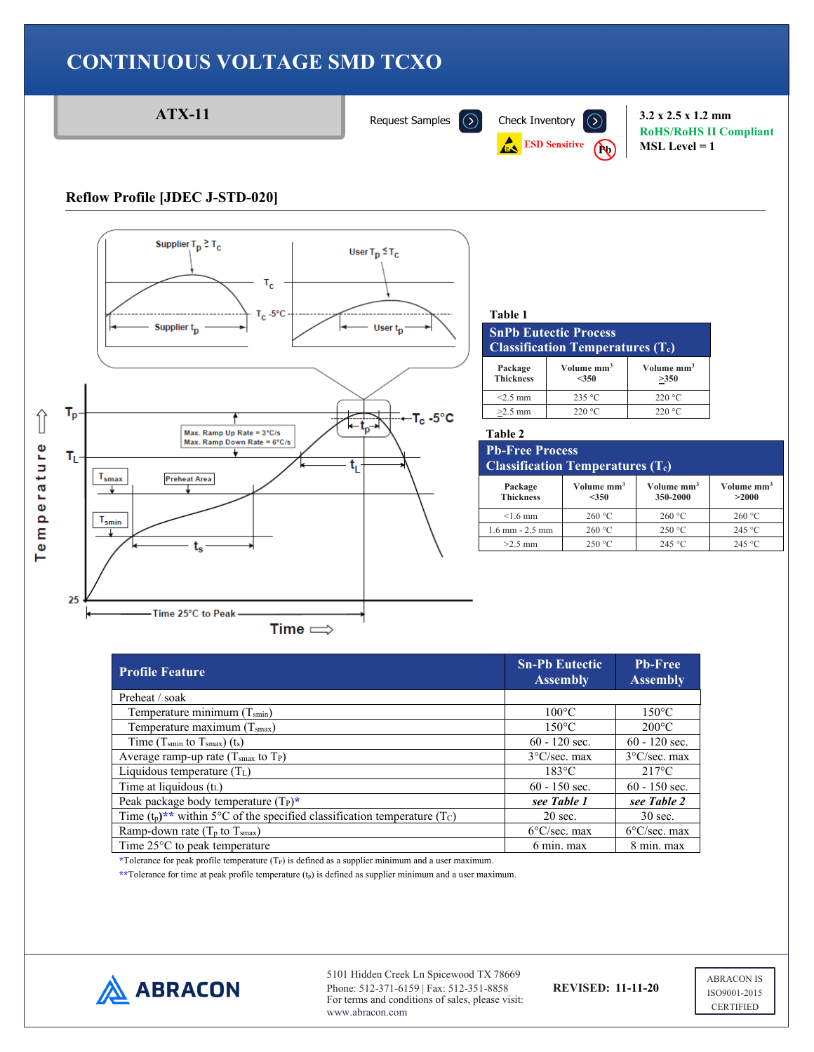# CONTINUOUS VOLTAGE SMD TCXO

**ATX-11**

Request Samples | Check Inventory

ESD Sensitive

**3.2 x 2.5 x 1.2 mm**
**RoHS/RoHS II Compliant**
**MSL Level = 1**

## Reflow Profile [JDEC J-STD-020]

**Table 1**

| SnPb Eutectic Process Classification Temperatures ($T_c$) | | |
|---|---|---|
| Package Thickness | Volume mm³ <350 | Volume mm³ ≥350 |
| <2.5 mm | 235 °C | 220 °C |
| ≥2.5 mm | 220 °C | 220 °C |

**Table 2**

| Pb-Free Process Classification Temperatures ($T_c$) | | | |
|---|---|---|---|
| Package Thickness | Volume mm³ <350 | Volume mm³ 350-2000 | Volume mm³ >2000 |
| <1.6 mm | 260 °C | 260 °C | 260 °C |
| 1.6 mm - 2.5 mm | 260 °C | 250 °C | 245 °C |
| >2.5 mm | 250 °C | 245 °C | 245 °C |

| Profile Feature | Sn-Pb Eutectic Assembly | Pb-Free Assembly |
|---|---|---|
| Preheat / soak | | |
| Temperature minimum ($T_{smin}$) | 100°C | 150°C |
| Temperature maximum ($T_{smax}$) | 150°C | 200°C |
| Time ($T_{smin}$ to $T_{smax}$) ($t_s$) | 60 - 120 sec. | 60 - 120 sec. |
| Average ramp-up rate ($T_{smax}$ to $T_P$) | 3°C/sec. max | 3°C/sec. max |
| Liquidous temperature ($T_L$) | 183°C | 217°C |
| Time at liquidous ($t_L$) | 60 - 150 sec. | 60 - 150 sec. |
| Peak package body temperature ($T_P$)* | *see Table 1* | *see Table 2* |
| Time ($t_p$)** within 5°C of the specified classification temperature ($T_C$) | 20 sec. | 30 sec. |
| Ramp-down rate ($T_p$ to $T_{smax}$) | 6°C/sec. max | 6°C/sec. max |
| Time 25°C to peak temperature | 6 min. max | 8 min. max |

*Tolerance for peak profile temperature ($T_P$) is defined as a supplier minimum and a user maximum.

**Tolerance for time at peak profile temperature ($t_p$) is defined as supplier minimum and a user maximum.

ABRACON

5101 Hidden Creek Ln Spicewood TX 78669
Phone: 512-371-6159 | Fax: 512-351-8858
For terms and conditions of sales, please visit:
www.abracon.com

**REVISED: 11-11-20**

ABRACON IS ISO9001-2015 CERTIFIED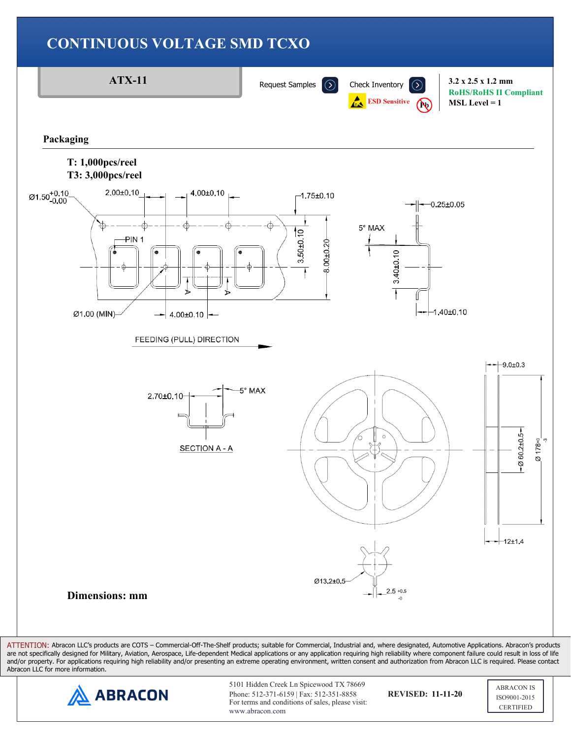# CONTINUOUS VOLTAGE SMD TCXO

## ATX-11

Request Samples | Check Inventory

ESD Sensitive

3.2 x 2.5 x 1.2 mm
RoHS/RoHS II Compliant
MSL Level = 1

## Packaging

**T: 1,000pcs/reel**
**T3: 3,000pcs/reel**

Ø1.50 +0.10 -0.00
2.00±0.10
4.00±0.10
1.75±0.10
0.25±0.05
5° MAX
PIN 1
3.50±0.10
8.00±0.20
3.40±0.10
A
A
Ø1.00 (MIN)
4.00±0.10
1.40±0.10
FEEDING (PULL) DIRECTION

9.0±0.3
2.70±0.10
5° MAX
SECTION A - A
Ø 60.2±0.5
Ø 178 +0 -3
12±1.4
Ø13.2±0.5
2.5 +0.5 -0

**Dimensions: mm**

ATTENTION: Abracon LLC's products are COTS – Commercial-Off-The-Shelf products; suitable for Commercial, Industrial and, where designated, Automotive Applications. Abracon's products are not specifically designed for Military, Aviation, Aerospace, Life-dependent Medical applications or any application requiring high reliability where component failure could result in loss of life and/or property. For applications requiring high reliability and/or presenting an extreme operating environment, written consent and authorization from Abracon LLC is required. Please contact Abracon LLC for more information.

ABRACON

5101 Hidden Creek Ln Spicewood TX 78669
Phone: 512-371-6159 | Fax: 512-351-8858
For terms and conditions of sales, please visit:
www.abracon.com

**REVISED: 11-11-20**

ABRACON IS ISO9001-2015 CERTIFIED